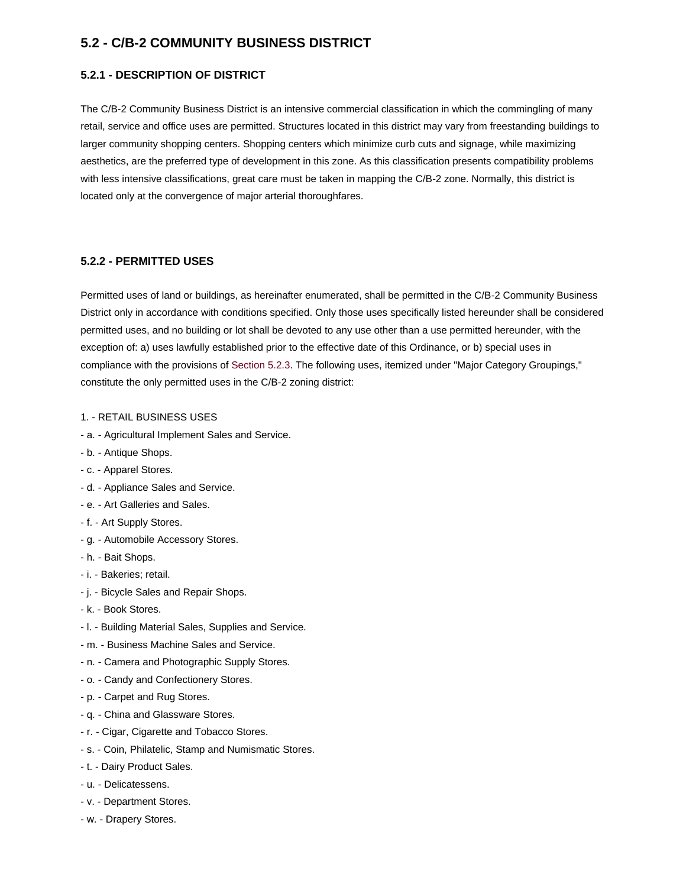## 5.2 - C/B-2 COMMUNITY BUSINESS DISTRICT

### 5.2.1 - DESCRIPTION OF DISTRICT

The C/B-2 Community Business District is an intensive commercial classification in which the commingling of many retail, service and office uses are permitted. Structures located in this district may vary from freestanding buildings to larger community shopping centers. Shopping centers which minimize curb cuts and signage, while maximizing aesthetics, are the preferred type of development in this zone. As this classification presents compatibility problems with less intensive classifications, great care must be taken in mapping the C/B-2 zone. Normally, this district is located only at the convergence of major arterial thoroughfares.

### 5.2.2 - PERMITTED USES

Permitted uses of land or buildings, as hereinafter enumerated, shall be permitted in the C/B-2 Community Business District only in accordance with conditions specified. Only those uses specifically listed hereunder shall be considered permitted uses, and no building or lot shall be devoted to any use other than a use permitted hereunder, with the exception of: a) uses lawfully established prior to the effective date of this Ordinance, or b) special uses in compliance with the provisions of Section 5.2.3. The following uses, itemized under "Major Category Groupings," constitute the only permitted uses in the C/B-2 zoning district:

1. - RETAIL BUSINESS USES

- a. - Agricultural Implement Sales and Service.
- b. - Antique Shops.
- c. - Apparel Stores.
- d. - Appliance Sales and Service.
- e. - Art Galleries and Sales.
- f. - Art Supply Stores.
- g. - Automobile Accessory Stores.
- h. - Bait Shops.
- i. - Bakeries; retail.
- j. - Bicycle Sales and Repair Shops.
- k. - Book Stores.
- l. - Building Material Sales, Supplies and Service.
- m. - Business Machine Sales and Service.
- n. - Camera and Photographic Supply Stores.
- o. - Candy and Confectionery Stores.
- p. - Carpet and Rug Stores.
- q. - China and Glassware Stores.
- r. - Cigar, Cigarette and Tobacco Stores.
- s. - Coin, Philatelic, Stamp and Numismatic Stores.
- t. - Dairy Product Sales.
- u. - Delicatessens.
- v. - Department Stores.
- w. - Drapery Stores.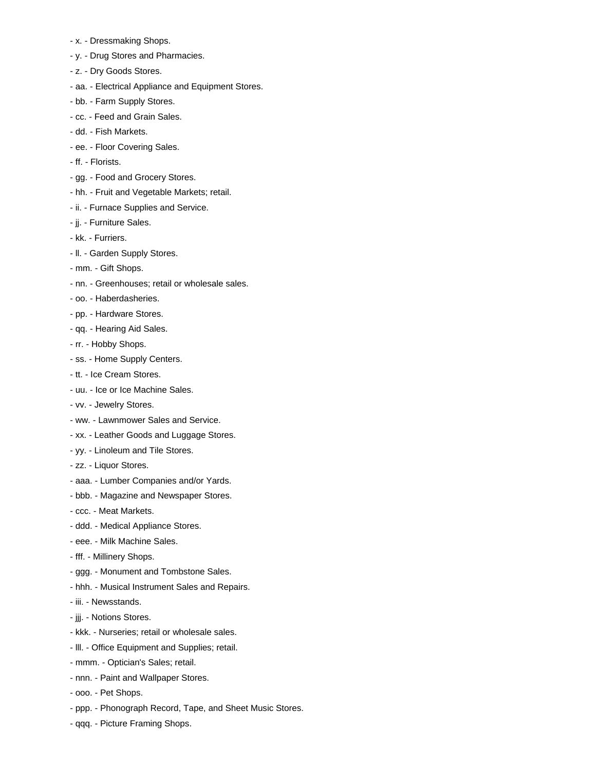- x. - Dressmaking Shops.
- y. - Drug Stores and Pharmacies.
- z. - Dry Goods Stores.
- aa. - Electrical Appliance and Equipment Stores.
- bb. - Farm Supply Stores.
- cc. - Feed and Grain Sales.
- dd. - Fish Markets.
- ee. - Floor Covering Sales.
- ff. - Florists.
- gg. - Food and Grocery Stores.
- hh. - Fruit and Vegetable Markets; retail.
- ii. - Furnace Supplies and Service.
- jj. - Furniture Sales.
- kk. - Furriers.
- ll. - Garden Supply Stores.
- mm. - Gift Shops.
- nn. - Greenhouses; retail or wholesale sales.
- oo. - Haberdasheries.
- pp. - Hardware Stores.
- qq. - Hearing Aid Sales.
- rr. - Hobby Shops.
- ss. - Home Supply Centers.
- tt. - Ice Cream Stores.
- uu. - Ice or Ice Machine Sales.
- vv. - Jewelry Stores.
- ww. - Lawnmower Sales and Service.
- xx. - Leather Goods and Luggage Stores.
- yy. - Linoleum and Tile Stores.
- zz. - Liquor Stores.
- aaa. - Lumber Companies and/or Yards.
- bbb. - Magazine and Newspaper Stores.
- ccc. - Meat Markets.
- ddd. - Medical Appliance Stores.
- eee. - Milk Machine Sales.
- fff. - Millinery Shops.
- ggg. - Monument and Tombstone Sales.
- hhh. - Musical Instrument Sales and Repairs.
- iii. - Newsstands.
- jjj. - Notions Stores.
- kkk. - Nurseries; retail or wholesale sales.
- lll. - Office Equipment and Supplies; retail.
- mmm. - Optician's Sales; retail.
- nnn. - Paint and Wallpaper Stores.
- ooo. - Pet Shops.
- ppp. - Phonograph Record, Tape, and Sheet Music Stores.
- qqq. - Picture Framing Shops.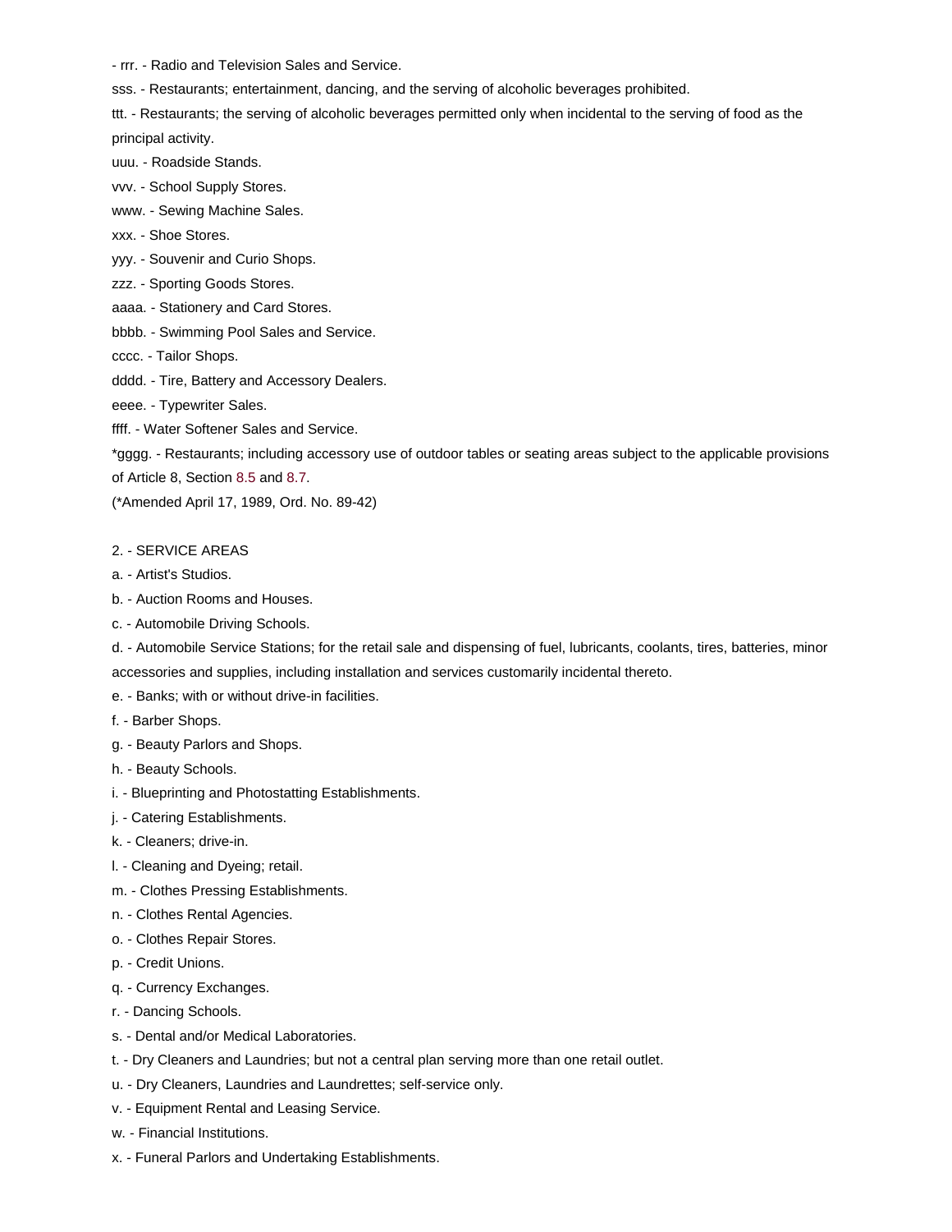- rrr. - Radio and Television Sales and Service.

sss. - Restaurants; entertainment, dancing, and the serving of alcoholic beverages prohibited.

ttt. - Restaurants; the serving of alcoholic beverages permitted only when incidental to the serving of food as the principal activity.

uuu. - Roadside Stands.

vvv. - School Supply Stores.

www. - Sewing Machine Sales.

xxx. - Shoe Stores.

yyy. - Souvenir and Curio Shops.

zzz. - Sporting Goods Stores.

aaaa. - Stationery and Card Stores.

bbbb. - Swimming Pool Sales and Service.

cccc. - Tailor Shops.

dddd. - Tire, Battery and Accessory Dealers.

eeee. - Typewriter Sales.

ffff. - Water Softener Sales and Service.

*gggg. - Restaurants; including accessory use of outdoor tables or seating areas subject to the applicable provisions of Article 8, Section 8.5 and 8.7.

(*Amended April 17, 1989, Ord. No. 89-42)

2. - SERVICE AREAS

a. - Artist's Studios.

b. - Auction Rooms and Houses.

c. - Automobile Driving Schools.

d. - Automobile Service Stations; for the retail sale and dispensing of fuel, lubricants, coolants, tires, batteries, minor accessories and supplies, including installation and services customarily incidental thereto.

e. - Banks; with or without drive-in facilities.

f. - Barber Shops.

g. - Beauty Parlors and Shops.

h. - Beauty Schools.

i. - Blueprinting and Photostatting Establishments.

j. - Catering Establishments.

k. - Cleaners; drive-in.

l. - Cleaning and Dyeing; retail.

m. - Clothes Pressing Establishments.

n. - Clothes Rental Agencies.

o. - Clothes Repair Stores.

p. - Credit Unions.

q. - Currency Exchanges.

r. - Dancing Schools.

s. - Dental and/or Medical Laboratories.

t. - Dry Cleaners and Laundries; but not a central plan serving more than one retail outlet.

u. - Dry Cleaners, Laundries and Laundrettes; self-service only.

v. - Equipment Rental and Leasing Service.

w. - Financial Institutions.

x. - Funeral Parlors and Undertaking Establishments.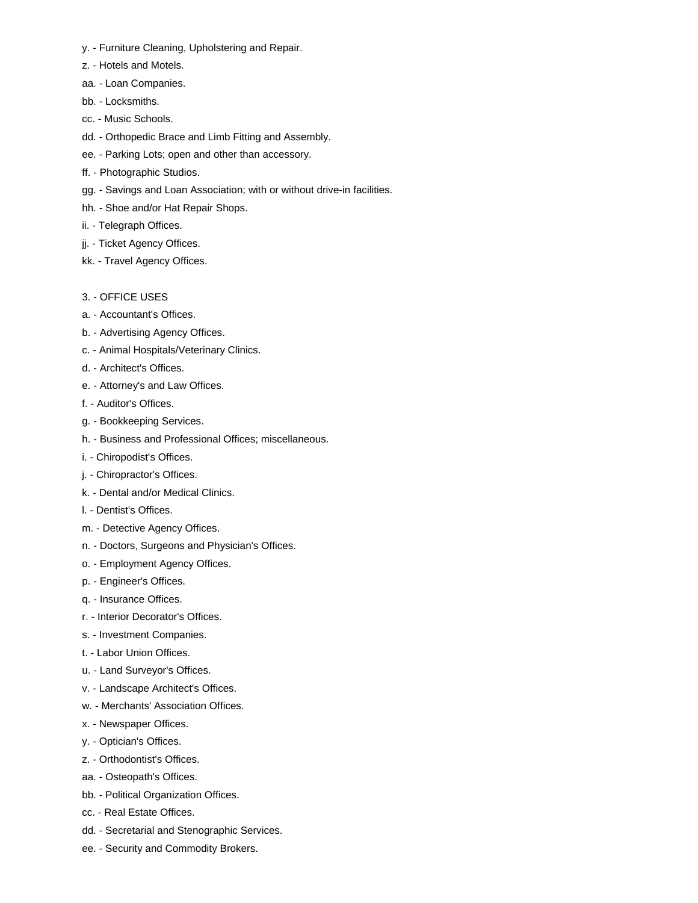y. - Furniture Cleaning, Upholstering and Repair.

z. - Hotels and Motels.

aa. - Loan Companies.

bb. - Locksmiths.

cc. - Music Schools.

dd. - Orthopedic Brace and Limb Fitting and Assembly.

ee. - Parking Lots; open and other than accessory.

ff. - Photographic Studios.

gg. - Savings and Loan Association; with or without drive-in facilities.

hh. - Shoe and/or Hat Repair Shops.

ii. - Telegraph Offices.

jj. - Ticket Agency Offices.

kk. - Travel Agency Offices.

3. - OFFICE USES

a. - Accountant's Offices.

b. - Advertising Agency Offices.

c. - Animal Hospitals/Veterinary Clinics.

d. - Architect's Offices.

e. - Attorney's and Law Offices.

f. - Auditor's Offices.

g. - Bookkeeping Services.

h. - Business and Professional Offices; miscellaneous.

i. - Chiropodist's Offices.

j. - Chiropractor's Offices.

k. - Dental and/or Medical Clinics.

l. - Dentist's Offices.

m. - Detective Agency Offices.

n. - Doctors, Surgeons and Physician's Offices.

o. - Employment Agency Offices.

p. - Engineer's Offices.

q. - Insurance Offices.

r. - Interior Decorator's Offices.

s. - Investment Companies.

t. - Labor Union Offices.

u. - Land Surveyor's Offices.

v. - Landscape Architect's Offices.

w. - Merchants' Association Offices.

x. - Newspaper Offices.

y. - Optician's Offices.

z. - Orthodontist's Offices.

aa. - Osteopath's Offices.

bb. - Political Organization Offices.

cc. - Real Estate Offices.

dd. - Secretarial and Stenographic Services.

ee. - Security and Commodity Brokers.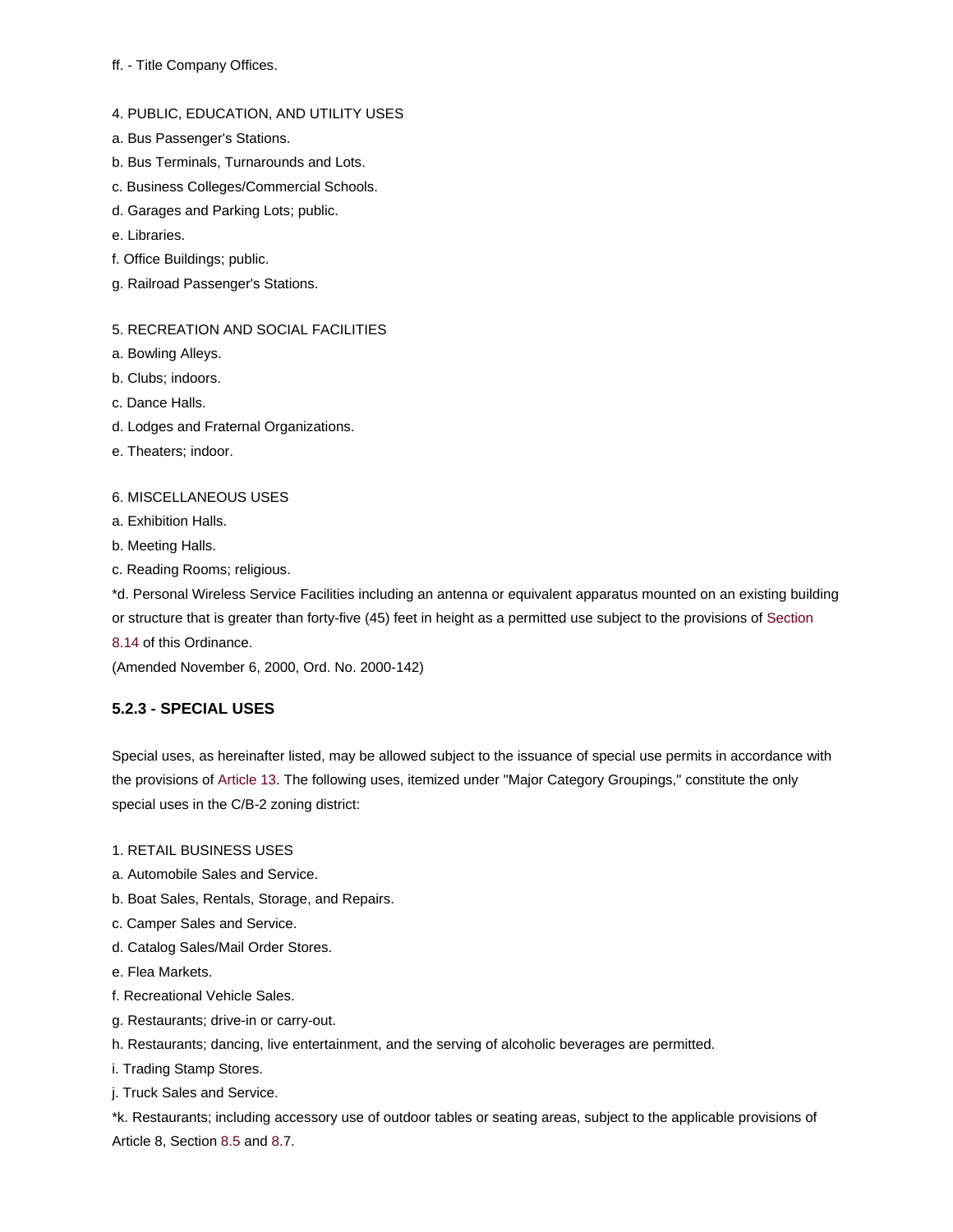ff. - Title Company Offices.

4. PUBLIC, EDUCATION, AND UTILITY USES

a. Bus Passenger's Stations.

b. Bus Terminals, Turnarounds and Lots.

c. Business Colleges/Commercial Schools.

d. Garages and Parking Lots; public.

e. Libraries.

f. Office Buildings; public.

g. Railroad Passenger's Stations.

5. RECREATION AND SOCIAL FACILITIES

a. Bowling Alleys.

b. Clubs; indoors.

c. Dance Halls.

d. Lodges and Fraternal Organizations.

e. Theaters; indoor.

6. MISCELLANEOUS USES

a. Exhibition Halls.

b. Meeting Halls.

c. Reading Rooms; religious.

*d. Personal Wireless Service Facilities including an antenna or equivalent apparatus mounted on an existing building or structure that is greater than forty-five (45) feet in height as a permitted use subject to the provisions of Section 8.14 of this Ordinance.

(Amended November 6, 2000, Ord. No. 2000-142)

### 5.2.3 - SPECIAL USES

Special uses, as hereinafter listed, may be allowed subject to the issuance of special use permits in accordance with the provisions of Article 13. The following uses, itemized under "Major Category Groupings," constitute the only special uses in the C/B-2 zoning district:

1. RETAIL BUSINESS USES

a. Automobile Sales and Service.

b. Boat Sales, Rentals, Storage, and Repairs.

c. Camper Sales and Service.

d. Catalog Sales/Mail Order Stores.

e. Flea Markets.

f. Recreational Vehicle Sales.

g. Restaurants; drive-in or carry-out.

h. Restaurants; dancing, live entertainment, and the serving of alcoholic beverages are permitted.

i. Trading Stamp Stores.

j. Truck Sales and Service.

*k. Restaurants; including accessory use of outdoor tables or seating areas, subject to the applicable provisions of Article 8, Section 8.5 and 8.7.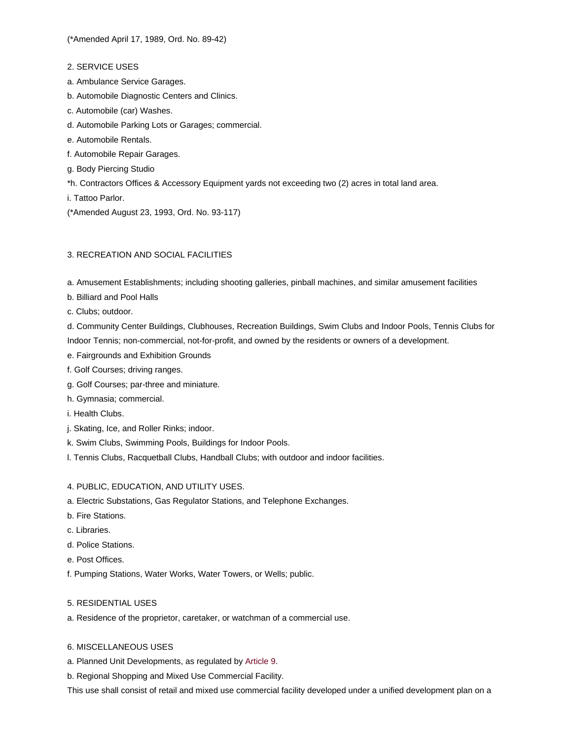(*Amended April 17, 1989, Ord. No. 89-42)

2. SERVICE USES

a. Ambulance Service Garages.

b. Automobile Diagnostic Centers and Clinics.

c. Automobile (car) Washes.

d. Automobile Parking Lots or Garages; commercial.

e. Automobile Rentals.

f. Automobile Repair Garages.

g. Body Piercing Studio

*h. Contractors Offices & Accessory Equipment yards not exceeding two (2) acres in total land area.

i. Tattoo Parlor.

(*Amended August 23, 1993, Ord. No. 93-117)

3. RECREATION AND SOCIAL FACILITIES

a. Amusement Establishments; including shooting galleries, pinball machines, and similar amusement facilities

b. Billiard and Pool Halls

c. Clubs; outdoor.

d. Community Center Buildings, Clubhouses, Recreation Buildings, Swim Clubs and Indoor Pools, Tennis Clubs for Indoor Tennis; non-commercial, not-for-profit, and owned by the residents or owners of a development.

e. Fairgrounds and Exhibition Grounds

f. Golf Courses; driving ranges.

g. Golf Courses; par-three and miniature.

h. Gymnasia; commercial.

i. Health Clubs.

j. Skating, Ice, and Roller Rinks; indoor.

k. Swim Clubs, Swimming Pools, Buildings for Indoor Pools.

l. Tennis Clubs, Racquetball Clubs, Handball Clubs; with outdoor and indoor facilities.

4. PUBLIC, EDUCATION, AND UTILITY USES.

a. Electric Substations, Gas Regulator Stations, and Telephone Exchanges.

b. Fire Stations.

c. Libraries.

d. Police Stations.

e. Post Offices.

f. Pumping Stations, Water Works, Water Towers, or Wells; public.

5. RESIDENTIAL USES

a. Residence of the proprietor, caretaker, or watchman of a commercial use.

6. MISCELLANEOUS USES

a. Planned Unit Developments, as regulated by Article 9.

b. Regional Shopping and Mixed Use Commercial Facility.

This use shall consist of retail and mixed use commercial facility developed under a unified development plan on a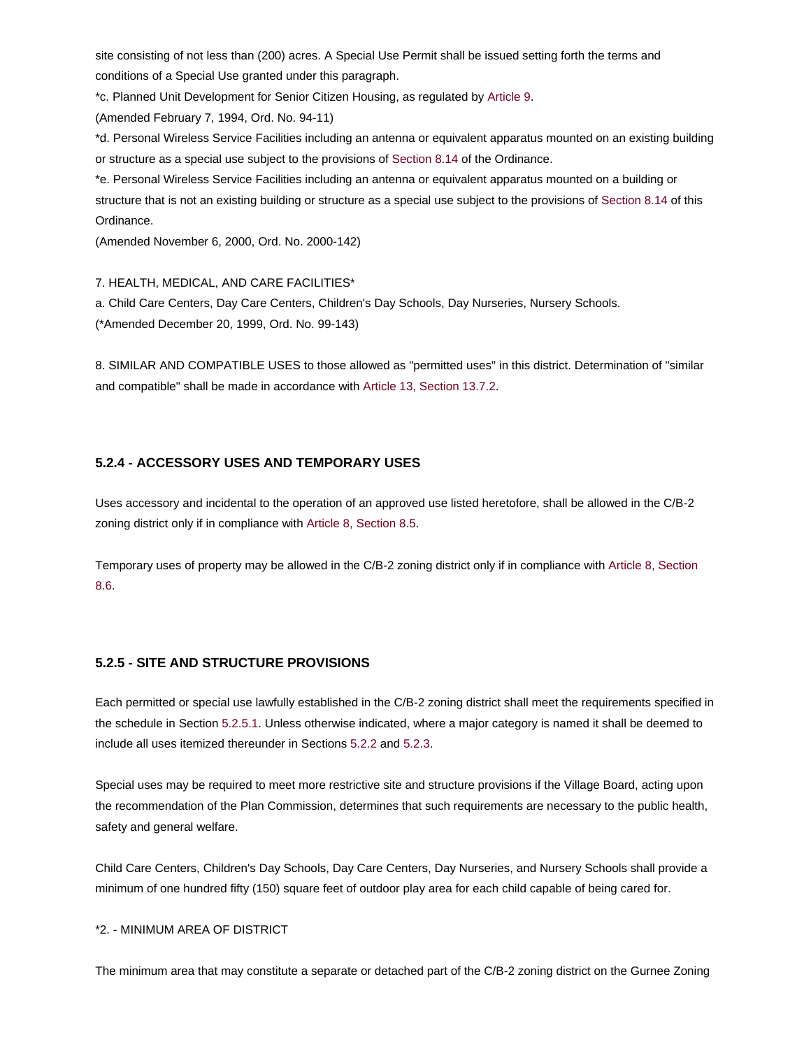site consisting of not less than (200) acres. A Special Use Permit shall be issued setting forth the terms and conditions of a Special Use granted under this paragraph.

*c. Planned Unit Development for Senior Citizen Housing, as regulated by Article 9.

(Amended February 7, 1994, Ord. No. 94-11)

*d. Personal Wireless Service Facilities including an antenna or equivalent apparatus mounted on an existing building or structure as a special use subject to the provisions of Section 8.14 of the Ordinance.

*e. Personal Wireless Service Facilities including an antenna or equivalent apparatus mounted on a building or structure that is not an existing building or structure as a special use subject to the provisions of Section 8.14 of this Ordinance.

(Amended November 6, 2000, Ord. No. 2000-142)

7. HEALTH, MEDICAL, AND CARE FACILITIES*

a. Child Care Centers, Day Care Centers, Children's Day Schools, Day Nurseries, Nursery Schools.

(*Amended December 20, 1999, Ord. No. 99-143)

8. SIMILAR AND COMPATIBLE USES to those allowed as "permitted uses" in this district. Determination of "similar and compatible" shall be made in accordance with Article 13, Section 13.7.2.

### 5.2.4 - ACCESSORY USES AND TEMPORARY USES

Uses accessory and incidental to the operation of an approved use listed heretofore, shall be allowed in the C/B-2 zoning district only if in compliance with Article 8, Section 8.5.

Temporary uses of property may be allowed in the C/B-2 zoning district only if in compliance with Article 8, Section 8.6.

### 5.2.5 - SITE AND STRUCTURE PROVISIONS

Each permitted or special use lawfully established in the C/B-2 zoning district shall meet the requirements specified in the schedule in Section 5.2.5.1. Unless otherwise indicated, where a major category is named it shall be deemed to include all uses itemized thereunder in Sections 5.2.2 and 5.2.3.

Special uses may be required to meet more restrictive site and structure provisions if the Village Board, acting upon the recommendation of the Plan Commission, determines that such requirements are necessary to the public health, safety and general welfare.

Child Care Centers, Children's Day Schools, Day Care Centers, Day Nurseries, and Nursery Schools shall provide a minimum of one hundred fifty (150) square feet of outdoor play area for each child capable of being cared for.

*2. - MINIMUM AREA OF DISTRICT

The minimum area that may constitute a separate or detached part of the C/B-2 zoning district on the Gurnee Zoning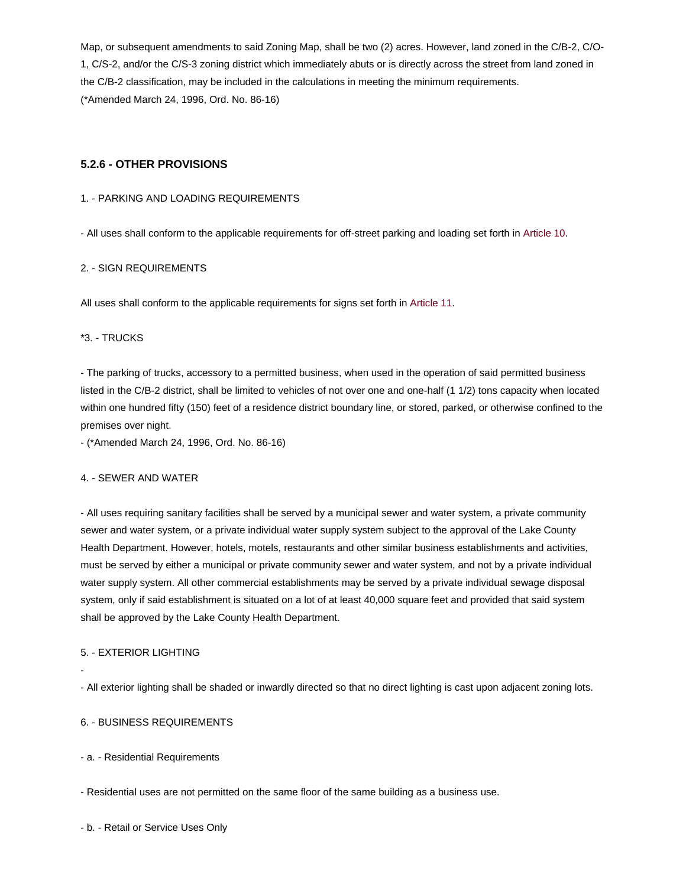Map, or subsequent amendments to said Zoning Map, shall be two (2) acres. However, land zoned in the C/B-2, C/O-1, C/S-2, and/or the C/S-3 zoning district which immediately abuts or is directly across the street from land zoned in the C/B-2 classification, may be included in the calculations in meeting the minimum requirements.
(*Amended March 24, 1996, Ord. No. 86-16)

### 5.2.6 - OTHER PROVISIONS

1. - PARKING AND LOADING REQUIREMENTS

- All uses shall conform to the applicable requirements for off-street parking and loading set forth in Article 10.

2. - SIGN REQUIREMENTS

All uses shall conform to the applicable requirements for signs set forth in Article 11.

*3. - TRUCKS

- The parking of trucks, accessory to a permitted business, when used in the operation of said permitted business listed in the C/B-2 district, shall be limited to vehicles of not over one and one-half (1 1/2) tons capacity when located within one hundred fifty (150) feet of a residence district boundary line, or stored, parked, or otherwise confined to the premises over night.
- (*Amended March 24, 1996, Ord. No. 86-16)

4. - SEWER AND WATER

- All uses requiring sanitary facilities shall be served by a municipal sewer and water system, a private community sewer and water system, or a private individual water supply system subject to the approval of the Lake County Health Department. However, hotels, motels, restaurants and other similar business establishments and activities, must be served by either a municipal or private community sewer and water system, and not by a private individual water supply system. All other commercial establishments may be served by a private individual sewage disposal system, only if said establishment is situated on a lot of at least 40,000 square feet and provided that said system shall be approved by the Lake County Health Department.

5. - EXTERIOR LIGHTING

-

- All exterior lighting shall be shaded or inwardly directed so that no direct lighting is cast upon adjacent zoning lots.

6. - BUSINESS REQUIREMENTS

- a. - Residential Requirements

- Residential uses are not permitted on the same floor of the same building as a business use.

- b. - Retail or Service Uses Only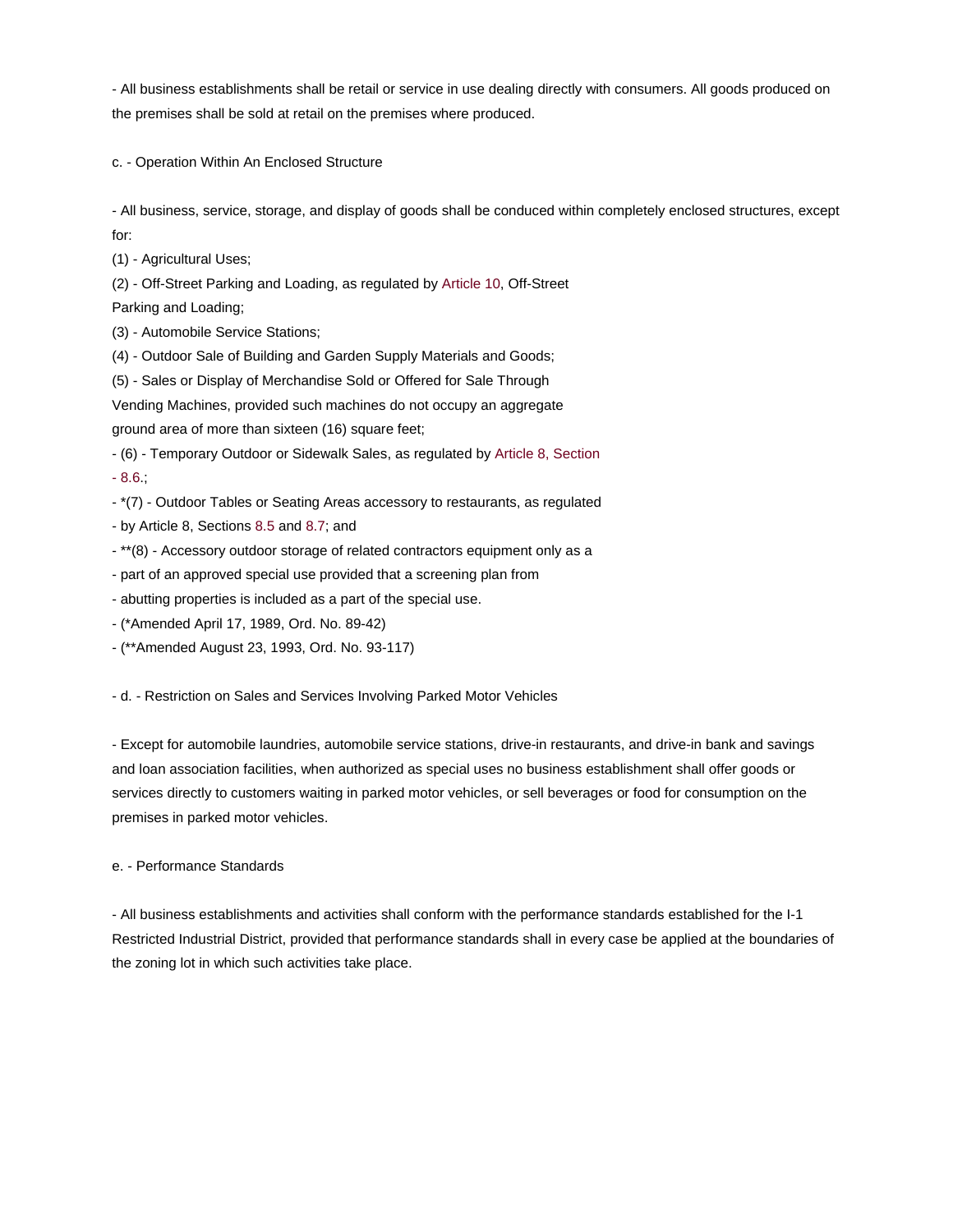- All business establishments shall be retail or service in use dealing directly with consumers. All goods produced on the premises shall be sold at retail on the premises where produced.

c. - Operation Within An Enclosed Structure

- All business, service, storage, and display of goods shall be conduced within completely enclosed structures, except for:

(1) - Agricultural Uses;

(2) - Off-Street Parking and Loading, as regulated by Article 10, Off-Street Parking and Loading;

(3) - Automobile Service Stations;

(4) - Outdoor Sale of Building and Garden Supply Materials and Goods;

(5) - Sales or Display of Merchandise Sold or Offered for Sale Through Vending Machines, provided such machines do not occupy an aggregate ground area of more than sixteen (16) square feet;

- (6) - Temporary Outdoor or Sidewalk Sales, as regulated by Article 8, Section - 8.6.;

- *(7) - Outdoor Tables or Seating Areas accessory to restaurants, as regulated - by Article 8, Sections 8.5 and 8.7; and

- **(8) - Accessory outdoor storage of related contractors equipment only as a - part of an approved special use provided that a screening plan from - abutting properties is included as a part of the special use.

- (*Amended April 17, 1989, Ord. No. 89-42)

- (**Amended August 23, 1993, Ord. No. 93-117)

- d. - Restriction on Sales and Services Involving Parked Motor Vehicles

- Except for automobile laundries, automobile service stations, drive-in restaurants, and drive-in bank and savings and loan association facilities, when authorized as special uses no business establishment shall offer goods or services directly to customers waiting in parked motor vehicles, or sell beverages or food for consumption on the premises in parked motor vehicles.

e. - Performance Standards

- All business establishments and activities shall conform with the performance standards established for the I-1 Restricted Industrial District, provided that performance standards shall in every case be applied at the boundaries of the zoning lot in which such activities take place.